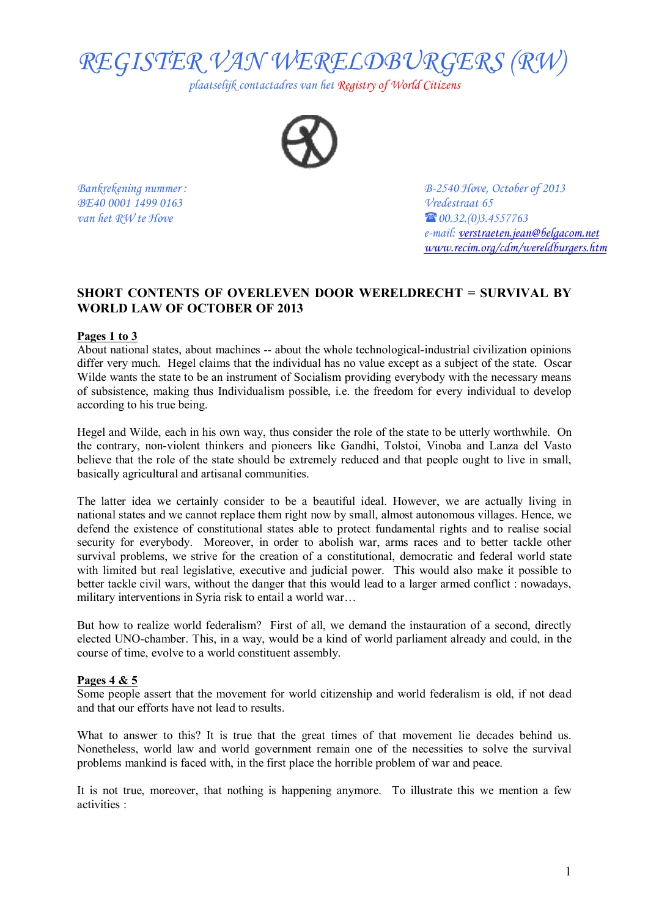# REGISTER VAN WERELDBURGERS (RW)

*plaatselijk contactadres van het Registry of World Citizens*

*Bankrekening nummer :*
*BE40 0001 1499 0163*
*van het RW te Hove*

*B-2540 Hove, October of 2013*
*Vredestraat 65*
*☎ 00.32.(0)3.4557763*
*e-mail: verstraeten.jean@belgacom.net*
*www.recim.org/cdm/wereldburgers.htm*

## SHORT CONTENTS OF OVERLEVEN DOOR WERELDRECHT = SURVIVAL BY WORLD LAW OF OCTOBER OF 2013

**Pages 1 to 3**

About national states, about machines -- about the whole technological-industrial civilization opinions differ very much. Hegel claims that the individual has no value except as a subject of the state. Oscar Wilde wants the state to be an instrument of Socialism providing everybody with the necessary means of subsistence, making thus Individualism possible, i.e. the freedom for every individual to develop according to his true being.

Hegel and Wilde, each in his own way, thus consider the role of the state to be utterly worthwhile. On the contrary, non-violent thinkers and pioneers like Gandhi, Tolstoi, Vinoba and Lanza del Vasto believe that the role of the state should be extremely reduced and that people ought to live in small, basically agricultural and artisanal communities.

The latter idea we certainly consider to be a beautiful ideal. However, we are actually living in national states and we cannot replace them right now by small, almost autonomous villages. Hence, we defend the existence of constitutional states able to protect fundamental rights and to realise social security for everybody. Moreover, in order to abolish war, arms races and to better tackle other survival problems, we strive for the creation of a constitutional, democratic and federal world state with limited but real legislative, executive and judicial power. This would also make it possible to better tackle civil wars, without the danger that this would lead to a larger armed conflict : nowadays, military interventions in Syria risk to entail a world war…

But how to realize world federalism? First of all, we demand the instauration of a second, directly elected UNO-chamber. This, in a way, would be a kind of world parliament already and could, in the course of time, evolve to a world constituent assembly.

**Pages 4 & 5**

Some people assert that the movement for world citizenship and world federalism is old, if not dead and that our efforts have not lead to results.

What to answer to this? It is true that the great times of that movement lie decades behind us. Nonetheless, world law and world government remain one of the necessities to solve the survival problems mankind is faced with, in the first place the horrible problem of war and peace.

It is not true, moreover, that nothing is happening anymore. To illustrate this we mention a few activities :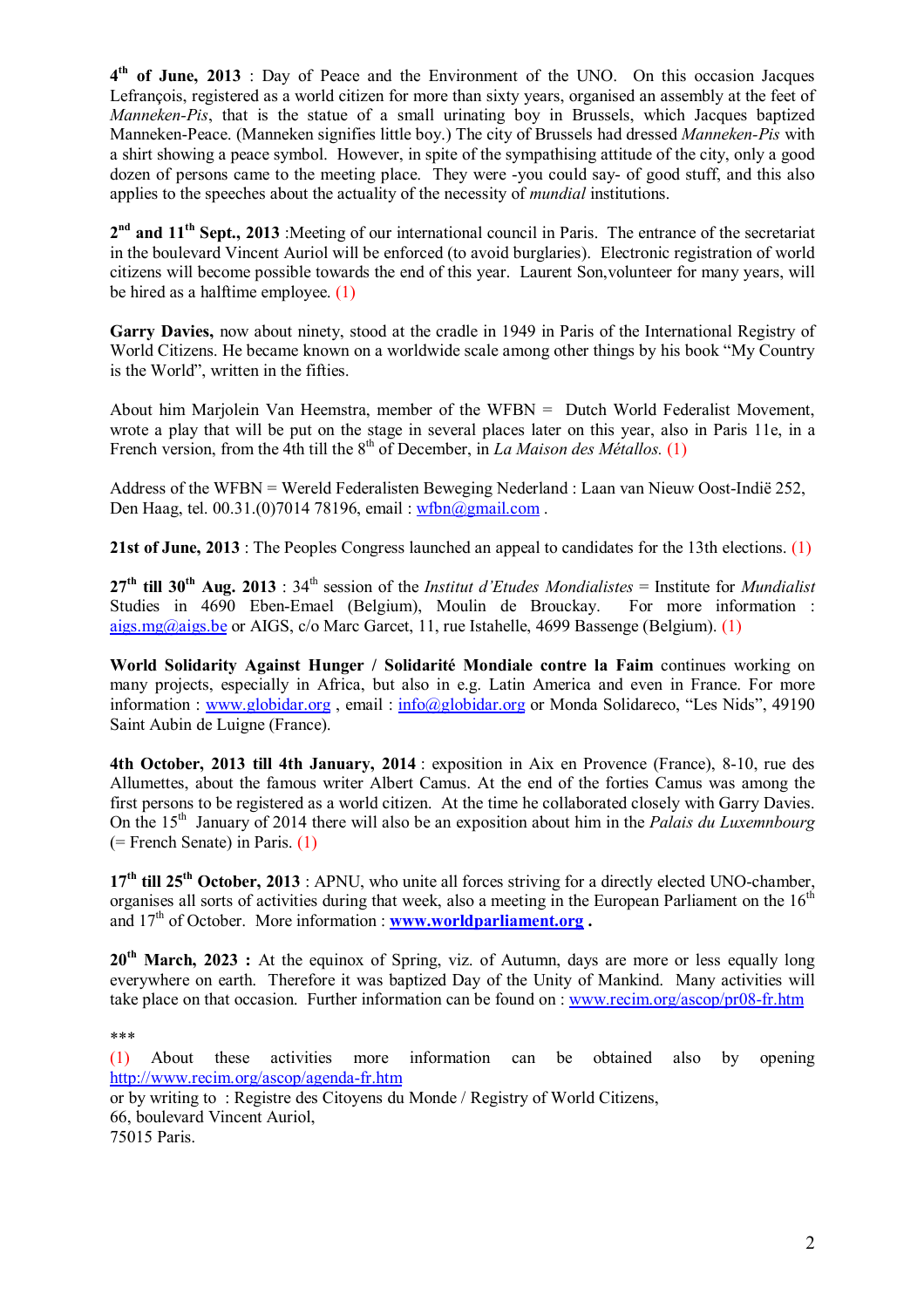**4th of June, 2013** : Day of Peace and the Environment of the UNO. On this occasion Jacques Lefrançois, registered as a world citizen for more than sixty years, organised an assembly at the feet of *Manneken-Pis*, that is the statue of a small urinating boy in Brussels, which Jacques baptized Manneken-Peace. (Manneken signifies little boy.) The city of Brussels had dressed *Manneken-Pis* with a shirt showing a peace symbol. However, in spite of the sympathising attitude of the city, only a good dozen of persons came to the meeting place. They were -you could say- of good stuff, and this also applies to the speeches about the actuality of the necessity of *mundial* institutions.

**2nd and 11th Sept., 2013** :Meeting of our international council in Paris. The entrance of the secretariat in the boulevard Vincent Auriol will be enforced (to avoid burglaries). Electronic registration of world citizens will become possible towards the end of this year. Laurent Son,volunteer for many years, will be hired as a halftime employee. (1)

**Garry Davies,** now about ninety, stood at the cradle in 1949 in Paris of the International Registry of World Citizens. He became known on a worldwide scale among other things by his book “My Country is the World”, written in the fifties.

About him Marjolein Van Heemstra, member of the WFBN = Dutch World Federalist Movement, wrote a play that will be put on the stage in several places later on this year, also in Paris 11e, in a French version, from the 4th till the 8th of December, in *La Maison des Métallos.* (1)

Address of the WFBN = Wereld Federalisten Beweging Nederland : Laan van Nieuw Oost-Indië 252, Den Haag, tel. 00.31.(0)7014 78196, email : wfbn@gmail.com .

**21st of June, 2013** : The Peoples Congress launched an appeal to candidates for the 13th elections. (1)

**27th till 30th Aug. 2013** : 34th session of the *Institut d'Etudes Mondialistes* = Institute for *Mundialist* Studies in 4690 Eben-Emael (Belgium), Moulin de Brouckay. For more information : aigs.mg@aigs.be or AIGS, c/o Marc Garcet, 11, rue Istahelle, 4699 Bassenge (Belgium). (1)

**World Solidarity Against Hunger / Solidarité Mondiale contre la Faim** continues working on many projects, especially in Africa, but also in e.g. Latin America and even in France. For more information : www.globidar.org , email : info@globidar.org or Monda Solidareco, “Les Nids”, 49190 Saint Aubin de Luigne (France).

**4th October, 2013 till 4th January, 2014** : exposition in Aix en Provence (France), 8-10, rue des Allumettes, about the famous writer Albert Camus. At the end of the forties Camus was among the first persons to be registered as a world citizen. At the time he collaborated closely with Garry Davies. On the 15th January of 2014 there will also be an exposition about him in the *Palais du Luxemnbourg* (= French Senate) in Paris. (1)

**17th till 25th October, 2013** : APNU, who unite all forces striving for a directly elected UNO-chamber, organises all sorts of activities during that week, also a meeting in the European Parliament on the 16th and 17th of October. More information : **www.worldparliament.org .**

**20th March, 2023 :** At the equinox of Spring, viz. of Autumn, days are more or less equally long everywhere on earth. Therefore it was baptized Day of the Unity of Mankind. Many activities will take place on that occasion. Further information can be found on : www.recim.org/ascop/pr08-fr.htm

***

(1) About these activities more information can be obtained also by opening http://www.recim.org/ascop/agenda-fr.htm
or by writing to : Registre des Citoyens du Monde / Registry of World Citizens,
66, boulevard Vincent Auriol,
75015 Paris.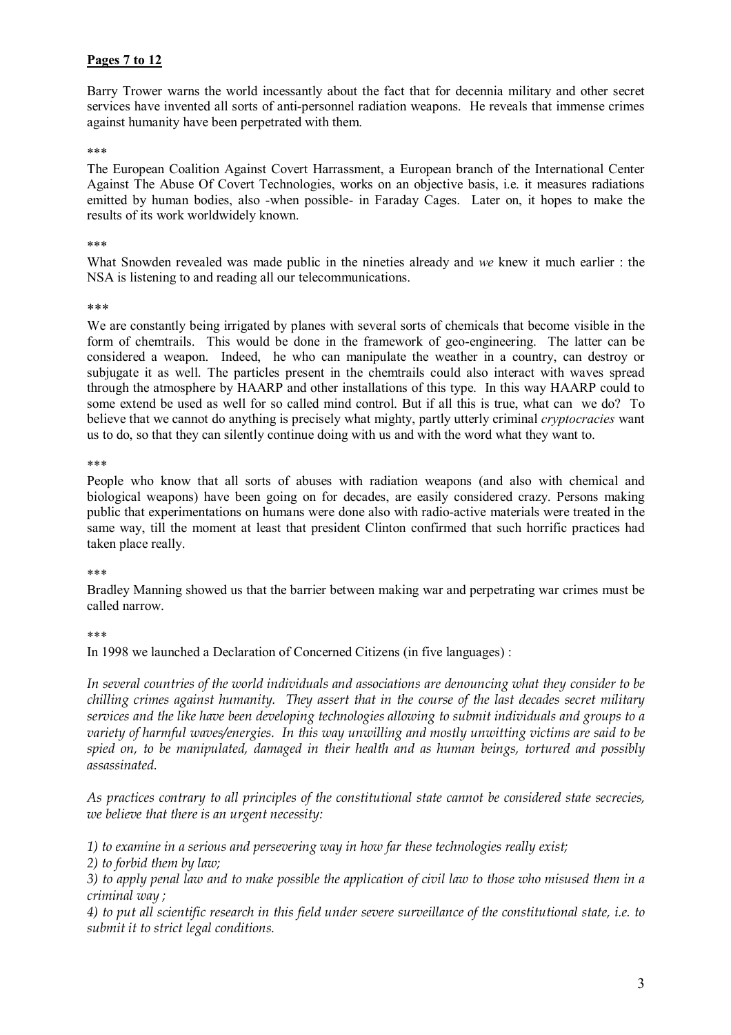**Pages 7 to 12**

Barry Trower warns the world incessantly about the fact that for decennia military and other secret services have invented all sorts of anti-personnel radiation weapons. He reveals that immense crimes against humanity have been perpetrated with them.

***

The European Coalition Against Covert Harrassment, a European branch of the International Center Against The Abuse Of Covert Technologies, works on an objective basis, i.e. it measures radiations emitted by human bodies, also -when possible- in Faraday Cages. Later on, it hopes to make the results of its work worldwidely known.

***

What Snowden revealed was made public in the nineties already and *we* knew it much earlier : the NSA is listening to and reading all our telecommunications.

***

We are constantly being irrigated by planes with several sorts of chemicals that become visible in the form of chemtrails. This would be done in the framework of geo-engineering. The latter can be considered a weapon. Indeed, he who can manipulate the weather in a country, can destroy or subjugate it as well. The particles present in the chemtrails could also interact with waves spread through the atmosphere by HAARP and other installations of this type. In this way HAARP could to some extend be used as well for so called mind control. But if all this is true, what can we do? To believe that we cannot do anything is precisely what mighty, partly utterly criminal *cryptocracies* want us to do, so that they can silently continue doing with us and with the word what they want to.

***

People who know that all sorts of abuses with radiation weapons (and also with chemical and biological weapons) have been going on for decades, are easily considered crazy. Persons making public that experimentations on humans were done also with radio-active materials were treated in the same way, till the moment at least that president Clinton confirmed that such horrific practices had taken place really.

***

Bradley Manning showed us that the barrier between making war and perpetrating war crimes must be called narrow.

***

In 1998 we launched a Declaration of Concerned Citizens (in five languages) :

*In several countries of the world individuals and associations are denouncing what they consider to be chilling crimes against humanity. They assert that in the course of the last decades secret military services and the like have been developing technologies allowing to submit individuals and groups to a variety of harmful waves/energies. In this way unwilling and mostly unwitting victims are said to be spied on, to be manipulated, damaged in their health and as human beings, tortured and possibly assassinated.*

*As practices contrary to all principles of the constitutional state cannot be considered state secrecies, we believe that there is an urgent necessity:*

*1) to examine in a serious and persevering way in how far these technologies really exist;*
*2) to forbid them by law;*
*3) to apply penal law and to make possible the application of civil law to those who misused them in a criminal way ;*
*4) to put all scientific research in this field under severe surveillance of the constitutional state, i.e. to submit it to strict legal conditions.*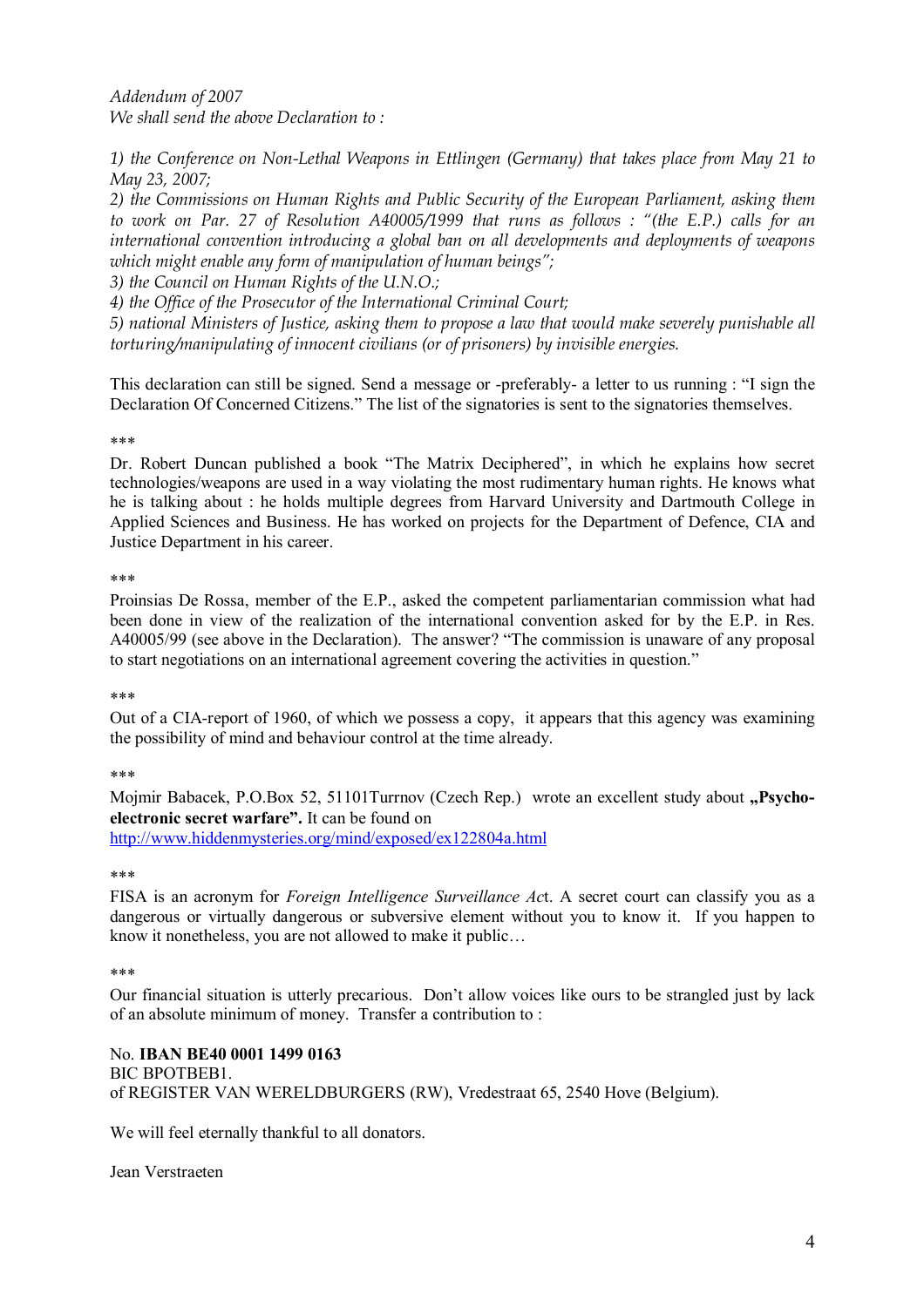*Addendum of 2007*
*We shall send the above Declaration to :*

*1) the Conference on Non-Lethal Weapons in Ettlingen (Germany) that takes place from May 21 to May 23, 2007;*
*2) the Commissions on Human Rights and Public Security of the European Parliament, asking them to work on Par. 27 of Resolution A40005/1999 that runs as follows : "(the E.P.) calls for an international convention introducing a global ban on all developments and deployments of weapons which might enable any form of manipulation of human beings";*
*3) the Council on Human Rights of the U.N.O.;*
*4) the Office of the Prosecutor of the International Criminal Court;*
*5) national Ministers of Justice, asking them to propose a law that would make severely punishable all torturing/manipulating of innocent civilians (or of prisoners) by invisible energies.*

This declaration can still be signed. Send a message or -preferably- a letter to us running : "I sign the Declaration Of Concerned Citizens." The list of the signatories is sent to the signatories themselves.

***

Dr. Robert Duncan published a book "The Matrix Deciphered", in which he explains how secret technologies/weapons are used in a way violating the most rudimentary human rights. He knows what he is talking about : he holds multiple degrees from Harvard University and Dartmouth College in Applied Sciences and Business. He has worked on projects for the Department of Defence, CIA and Justice Department in his career.

***

Proinsias De Rossa, member of the E.P., asked the competent parliamentarian commission what had been done in view of the realization of the international convention asked for by the E.P. in Res. A40005/99 (see above in the Declaration). The answer? "The commission is unaware of any proposal to start negotiations on an international agreement covering the activities in question."

***

Out of a CIA-report of 1960, of which we possess a copy, it appears that this agency was examining the possibility of mind and behaviour control at the time already.

***

Mojmir Babacek, P.O.Box 52, 51101Turrnov (Czech Rep.) wrote an excellent study about **„Psycho-electronic secret warfare".** It can be found on
http://www.hiddenmysteries.org/mind/exposed/ex122804a.html

***

FISA is an acronym for *Foreign Intelligence Surveillance Act*. A secret court can classify you as a dangerous or virtually dangerous or subversive element without you to know it. If you happen to know it nonetheless, you are not allowed to make it public…

***

Our financial situation is utterly precarious. Don't allow voices like ours to be strangled just by lack of an absolute minimum of money. Transfer a contribution to :

No. **IBAN BE40 0001 1499 0163**
BIC BPOTBEB1.
of REGISTER VAN WERELDBURGERS (RW), Vredestraat 65, 2540 Hove (Belgium).

We will feel eternally thankful to all donators.

Jean Verstraeten